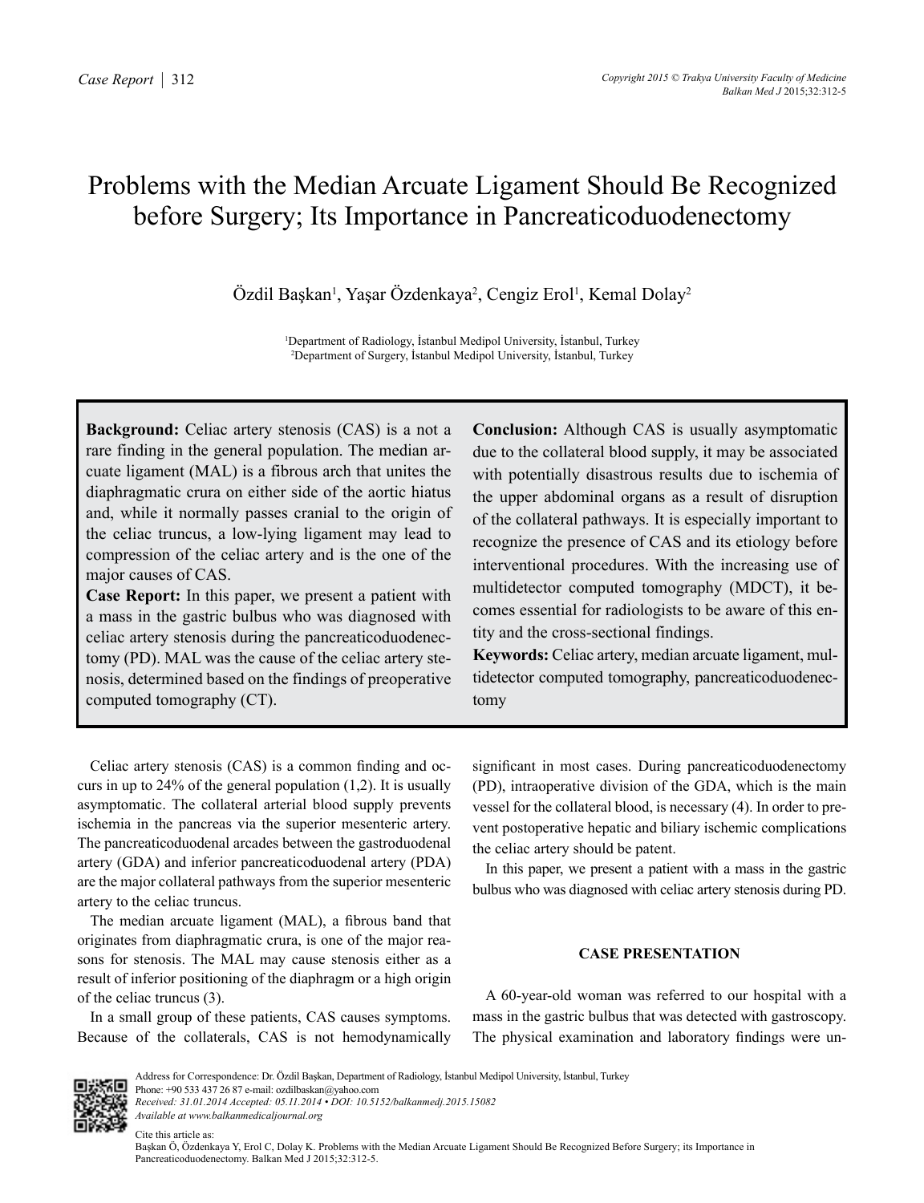# Problems with the Median Arcuate Ligament Should Be Recognized before Surgery; Its Importance in Pancreaticoduodenectomy

Özdil Başkan[1], Yaşar Özdenkaya[2], Cengiz Erol[1], Kemal Dolay[2]

[1]Department of Radiology, İstanbul Medipol University, İstanbul, Turkey
[2]Department of Surgery, İstanbul Medipol University, İstanbul, Turkey

**Background:** Celiac artery stenosis (CAS) is a not a rare finding in the general population. The median arcuate ligament (MAL) is a fibrous arch that unites the diaphragmatic crura on either side of the aortic hiatus and, while it normally passes cranial to the origin of the celiac truncus, a low-lying ligament may lead to compression of the celiac artery and is the one of the major causes of CAS.

**Case Report:** In this paper, we present a patient with a mass in the gastric bulbus who was diagnosed with celiac artery stenosis during the pancreaticoduodenectomy (PD). MAL was the cause of the celiac artery stenosis, determined based on the findings of preoperative computed tomography (CT).

**Conclusion:** Although CAS is usually asymptomatic due to the collateral blood supply, it may be associated with potentially disastrous results due to ischemia of the upper abdominal organs as a result of disruption of the collateral pathways. It is especially important to recognize the presence of CAS and its etiology before interventional procedures. With the increasing use of multidetector computed tomography (MDCT), it becomes essential for radiologists to be aware of this entity and the cross-sectional findings.

**Keywords:** Celiac artery, median arcuate ligament, multidetector computed tomography, pancreaticoduodenectomy

Celiac artery stenosis (CAS) is a common finding and occurs in up to 24% of the general population (1,2). It is usually asymptomatic. The collateral arterial blood supply prevents ischemia in the pancreas via the superior mesenteric artery. The pancreaticoduodenal arcades between the gastroduodenal artery (GDA) and inferior pancreaticoduodenal artery (PDA) are the major collateral pathways from the superior mesenteric artery to the celiac truncus.

The median arcuate ligament (MAL), a fibrous band that originates from diaphragmatic crura, is one of the major reasons for stenosis. The MAL may cause stenosis either as a result of inferior positioning of the diaphragm or a high origin of the celiac truncus (3).

In a small group of these patients, CAS causes symptoms. Because of the collaterals, CAS is not hemodynamically significant in most cases. During pancreaticoduodenectomy (PD), intraoperative division of the GDA, which is the main vessel for the collateral blood, is necessary (4). In order to prevent postoperative hepatic and biliary ischemic complications the celiac artery should be patent.

In this paper, we present a patient with a mass in the gastric bulbus who was diagnosed with celiac artery stenosis during PD.

## CASE PRESENTATION

A 60-year-old woman was referred to our hospital with a mass in the gastric bulbus that was detected with gastroscopy. The physical examination and laboratory findings were un-

Address for Correspondence: Dr. Özdil Başkan, Department of Radiology, İstanbul Medipol University, İstanbul, Turkey
Phone: +90 533 437 26 87 e-mail: ozdilbaskan@yahoo.com
*Received: 31.01.2014 Accepted: 05.11.2014 • DOI: 10.5152/balkanmedj.2015.15082*
*Available at www.balkanmedicaljournal.org*

Cite this article as:
Başkan Ö, Özdenkaya Y, Erol C, Dolay K. Problems with the Median Arcuate Ligament Should Be Recognized Before Surgery; its Importance in Pancreaticoduodenectomy. Balkan Med J 2015;32:312-5.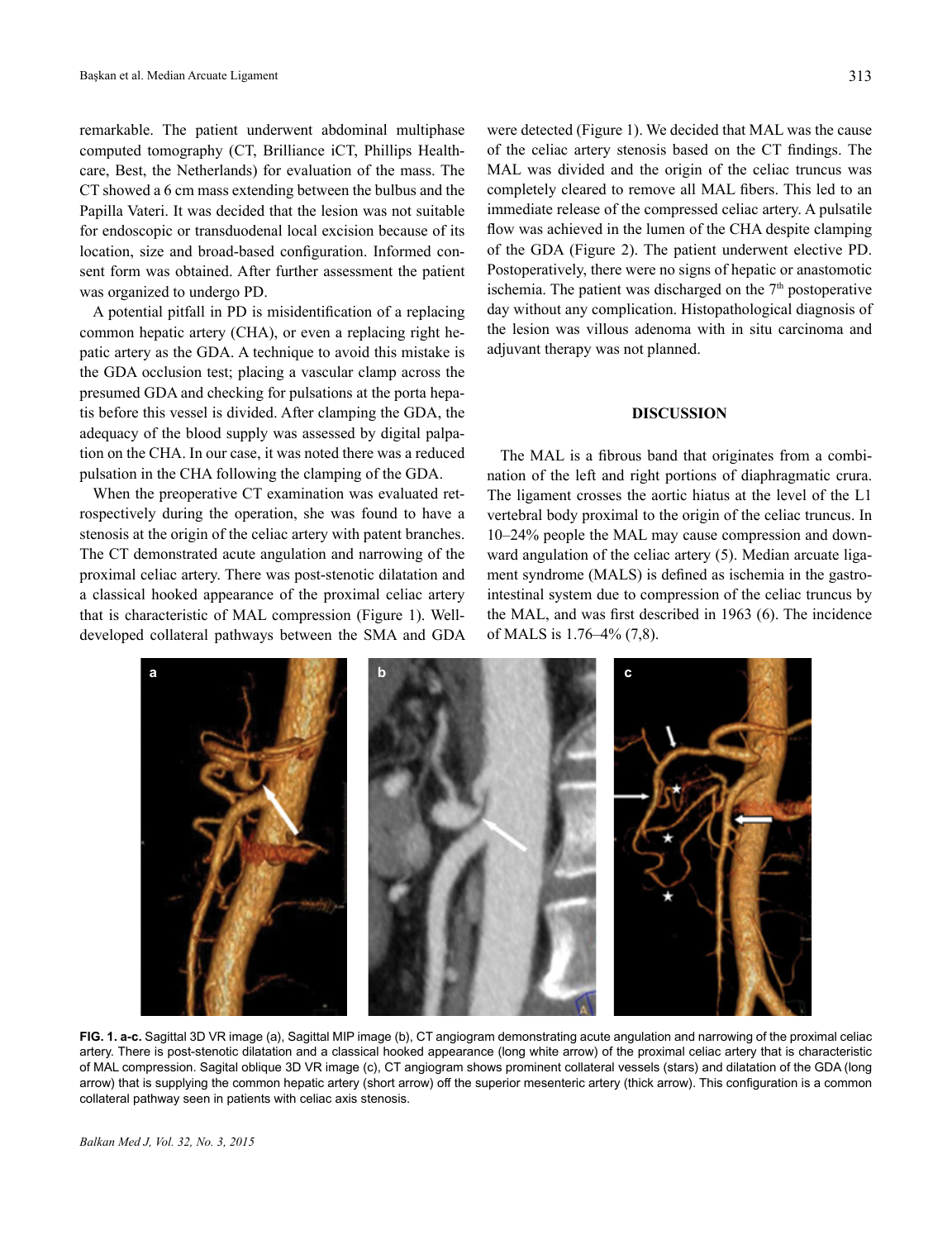remarkable. The patient underwent abdominal multiphase computed tomography (CT, Brilliance iCT, Phillips Healthcare, Best, the Netherlands) for evaluation of the mass. The CT showed a 6 cm mass extending between the bulbus and the Papilla Vateri. It was decided that the lesion was not suitable for endoscopic or transduodenal local excision because of its location, size and broad-based configuration. Informed consent form was obtained. After further assessment the patient was organized to undergo PD.

A potential pitfall in PD is misidentification of a replacing common hepatic artery (CHA), or even a replacing right hepatic artery as the GDA. A technique to avoid this mistake is the GDA occlusion test; placing a vascular clamp across the presumed GDA and checking for pulsations at the porta hepatis before this vessel is divided. After clamping the GDA, the adequacy of the blood supply was assessed by digital palpation on the CHA. In our case, it was noted there was a reduced pulsation in the CHA following the clamping of the GDA.

When the preoperative CT examination was evaluated retrospectively during the operation, she was found to have a stenosis at the origin of the celiac artery with patent branches. The CT demonstrated acute angulation and narrowing of the proximal celiac artery. There was post-stenotic dilatation and a classical hooked appearance of the proximal celiac artery that is characteristic of MAL compression (Figure 1). Well-developed collateral pathways between the SMA and GDA were detected (Figure 1). We decided that MAL was the cause of the celiac artery stenosis based on the CT findings. The MAL was divided and the origin of the celiac truncus was completely cleared to remove all MAL fibers. This led to an immediate release of the compressed celiac artery. A pulsatile flow was achieved in the lumen of the CHA despite clamping of the GDA (Figure 2). The patient underwent elective PD. Postoperatively, there were no signs of hepatic or anastomotic ischemia. The patient was discharged on the 7th postoperative day without any complication. Histopathological diagnosis of the lesion was villous adenoma with in situ carcinoma and adjuvant therapy was not planned.

## DISCUSSION

The MAL is a fibrous band that originates from a combination of the left and right portions of diaphragmatic crura. The ligament crosses the aortic hiatus at the level of the L1 vertebral body proximal to the origin of the celiac truncus. In 10–24% people the MAL may cause compression and downward angulation of the celiac artery (5). Median arcuate ligament syndrome (MALS) is defined as ischemia in the gastrointestinal system due to compression of the celiac truncus by the MAL, and was first described in 1963 (6). The incidence of MALS is 1.76–4% (7,8).

**FIG. 1. a-c.** Sagittal 3D VR image (a), Sagittal MIP image (b), CT angiogram demonstrating acute angulation and narrowing of the proximal celiac artery. There is post-stenotic dilatation and a classical hooked appearance (long white arrow) of the proximal celiac artery that is characteristic of MAL compression. Sagital oblique 3D VR image (c), CT angiogram shows prominent collateral vessels (stars) and dilatation of the GDA (long arrow) that is supplying the common hepatic artery (short arrow) off the superior mesenteric artery (thick arrow). This configuration is a common collateral pathway seen in patients with celiac axis stenosis.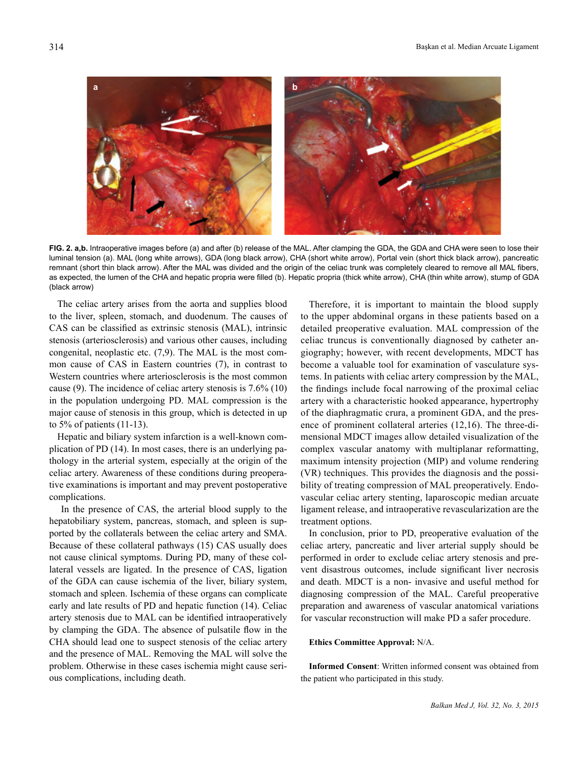**FIG. 2. a,b.** Intraoperative images before (a) and after (b) release of the MAL. After clamping the GDA, the GDA and CHA were seen to lose their luminal tension (a). MAL (long white arrows), GDA (long black arrow), CHA (short white arrow), Portal vein (short thick black arrow), pancreatic remnant (short thin black arrow). After the MAL was divided and the origin of the celiac trunk was completely cleared to remove all MAL fibers, as expected, the lumen of the CHA and hepatic propria were filled (b). Hepatic propria (thick white arrow), CHA (thin white arrow), stump of GDA (black arrow)

The celiac artery arises from the aorta and supplies blood to the liver, spleen, stomach, and duodenum. The causes of CAS can be classified as extrinsic stenosis (MAL), intrinsic stenosis (arteriosclerosis) and various other causes, including congenital, neoplastic etc. (7,9). The MAL is the most common cause of CAS in Eastern countries (7), in contrast to Western countries where arteriosclerosis is the most common cause (9). The incidence of celiac artery stenosis is 7.6% (10) in the population undergoing PD. MAL compression is the major cause of stenosis in this group, which is detected in up to 5% of patients (11-13).

Hepatic and biliary system infarction is a well-known complication of PD (14). In most cases, there is an underlying pathology in the arterial system, especially at the origin of the celiac artery. Awareness of these conditions during preoperative examinations is important and may prevent postoperative complications.

In the presence of CAS, the arterial blood supply to the hepatobiliary system, pancreas, stomach, and spleen is supported by the collaterals between the celiac artery and SMA. Because of these collateral pathways (15) CAS usually does not cause clinical symptoms. During PD, many of these collateral vessels are ligated. In the presence of CAS, ligation of the GDA can cause ischemia of the liver, biliary system, stomach and spleen. Ischemia of these organs can complicate early and late results of PD and hepatic function (14). Celiac artery stenosis due to MAL can be identified intraoperatively by clamping the GDA. The absence of pulsatile flow in the CHA should lead one to suspect stenosis of the celiac artery and the presence of MAL. Removing the MAL will solve the problem. Otherwise in these cases ischemia might cause serious complications, including death.

Therefore, it is important to maintain the blood supply to the upper abdominal organs in these patients based on a detailed preoperative evaluation. MAL compression of the celiac truncus is conventionally diagnosed by catheter angiography; however, with recent developments, MDCT has become a valuable tool for examination of vasculature systems. In patients with celiac artery compression by the MAL, the findings include focal narrowing of the proximal celiac artery with a characteristic hooked appearance, hypertrophy of the diaphragmatic crura, a prominent GDA, and the presence of prominent collateral arteries (12,16). The three-dimensional MDCT images allow detailed visualization of the complex vascular anatomy with multiplanar reformatting, maximum intensity projection (MIP) and volume rendering (VR) techniques. This provides the diagnosis and the possibility of treating compression of MAL preoperatively. Endovascular celiac artery stenting, laparoscopic median arcuate ligament release, and intraoperative revascularization are the treatment options.

In conclusion, prior to PD, preoperative evaluation of the celiac artery, pancreatic and liver arterial supply should be performed in order to exclude celiac artery stenosis and prevent disastrous outcomes, include significant liver necrosis and death. MDCT is a non- invasive and useful method for diagnosing compression of the MAL. Careful preoperative preparation and awareness of vascular anatomical variations for vascular reconstruction will make PD a safer procedure.

**Ethics Committee Approval:** N/A.

**Informed Consent**: Written informed consent was obtained from the patient who participated in this study.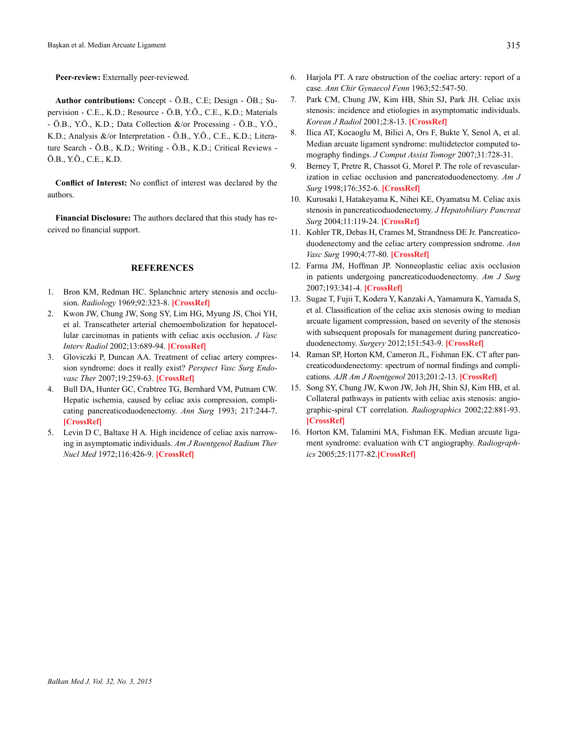**Peer-review:** Externally peer-reviewed.

**Author contributions:** Concept - Ö.B., C.E; Design - ÖB.; Supervision - C.E., K.D.; Resource - Ö.B, Y.Ö., C.E., K.D.; Materials - Ö.B., Y.Ö., K.D.; Data Collection &/or Processing - Ö.B., Y.Ö., K.D.; Analysis &/or Interpretation - Ö.B., Y.Ö., C.E., K.D.; Literature Search - Ö.B., K.D.; Writing - Ö.B., K.D.; Critical Reviews - Ö.B., Y.Ö., C.E., K.D.

**Conflict of Interest:** No conflict of interest was declared by the authors.

**Financial Disclosure:** The authors declared that this study has received no financial support.

## REFERENCES

1. Bron KM, Redman HC. Splanchnic artery stenosis and occlusion. *Radiology* 1969;92:323-8. **[CrossRef]**
2. Kwon JW, Chung JW, Song SY, Lim HG, Myung JS, Choi YH, et al. Transcatheter arterial chemoembolization for hepatocellular carcinomas in patients with celiac axis occlusion. *J Vasc Interv Radiol* 2002;13:689-94. **[CrossRef]**
3. Gloviczki P, Duncan AA. Treatment of celiac artery compression syndrome: does it really exist? *Perspect Vasc Surg Endovasc Ther* 2007;19:259-63. **[CrossRef]**
4. Bull DA, Hunter GC, Crabtree TG, Bernhard VM, Putnam CW. Hepatic ischemia, caused by celiac axis compression, complicating pancreaticoduodenectomy. *Ann Surg* 1993; 217:244-7. **[CrossRef]**
5. Levin D C, Baltaxe H A. High incidence of celiac axis narrowing in asymptomatic individuals. *Am J Roentgenol Radium Ther Nucl Med* 1972;116:426-9. **[CrossRef]**
6. Harjola PT. A rare obstruction of the coeliac artery: report of a case. *Ann Chir Gynaecol Fenn* 1963;52:547-50.
7. Park CM, Chung JW, Kim HB, Shin SJ, Park JH. Celiac axis stenosis: incidence and etiologies in asymptomatic individuals. *Korean J Radiol* 2001;2:8-13. **[CrossRef]**
8. Ilica AT, Kocaoglu M, Bilici A, Ors F, Bukte Y, Senol A, et al. Median arcuate ligament syndrome: multidetector computed tomography findings. *J Comput Assist Tomogr* 2007;31:728-31.
9. Berney T, Pretre R, Chassot G, Morel P. The role of revascularization in celiac occlusion and pancreatoduodenectomy. *Am J Surg* 1998;176:352-6. **[CrossRef]**
10. Kurosaki I, Hatakeyama K, Nihei KE, Oyamatsu M. Celiac axis stenosis in pancreaticoduodenectomy. *J Hepatobiliary Pancreat Surg* 2004;11:119-24. **[CrossRef]**
11. Kohler TR, Debas H, Crames M, Strandness DE Jr. Pancreaticoduodenectomy and the celiac artery compression sndrome. *Ann Vasc Surg* 1990;4:77-80. **[CrossRef]**
12. Farma JM, Hoffman JP. Nonneoplastic celiac axis occlusion in patients undergoing pancreaticoduodenectomy. *Am J Surg* 2007;193:341-4. **[CrossRef]**
13. Sugae T, Fujii T, Kodera Y, Kanzaki A, Yamamura K, Yamada S, et al. Classification of the celiac axis stenosis owing to median arcuate ligament compression, based on severity of the stenosis with subsequent proposals for management during pancreaticoduodenectomy. *Surgery* 2012;151:543-9. **[CrossRef]**
14. Raman SP, Horton KM, Cameron JL, Fishman EK. CT after pancreaticoduodenectomy: spectrum of normal findings and complications. *AJR Am J Roentgenol* 2013;201:2-13. **[CrossRef]**
15. Song SY, Chung JW, Kwon JW, Joh JH, Shin SJ, Kim HB, et al. Collateral pathways in patients with celiac axis stenosis: angiographic-spiral CT correlation. *Radiographics* 2002;22:881-93. **[CrossRef]**
16. Horton KM, Talamini MA, Fishman EK. Median arcuate ligament syndrome: evaluation with CT angiography. *Radiographics* 2005;25:1177-82.**[CrossRef]**